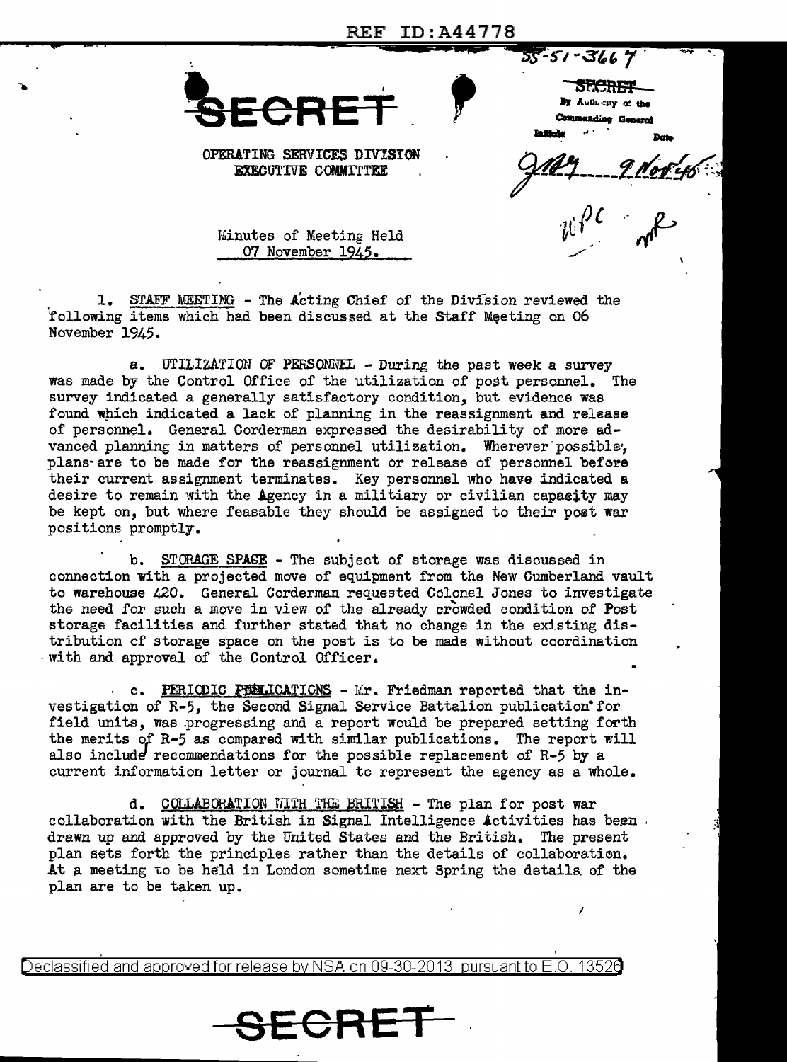REF ID:A44778

SECRET

OPERATING SERVICES DIVISION
EXECUTIVE COMMITTEE

SS-51-3667

SECRET
By Authority of the Commanding General
Initials ... Date
9 Nov 45

Minutes of Meeting Held
07 November 1945.

1. STAFF MEETING - The Acting Chief of the Division reviewed the following items which had been discussed at the Staff Meeting on 06 November 1945.

a. UTILIZATION OF PERSONNEL - During the past week a survey was made by the Control Office of the utilization of post personnel. The survey indicated a generally satisfactory condition, but evidence was found which indicated a lack of planning in the reassignment and release of personnel. General Corderman expressed the desirability of more advanced planning in matters of personnel utilization. Wherever possible, plans are to be made for the reassignment or release of personnel before their current assignment terminates. Key personnel who have indicated a desire to remain with the Agency in a militiary or civilian capacity may be kept on, but where feasable they should be assigned to their post war positions promptly.

b. STORAGE SPACE - The subject of storage was discussed in connection with a projected move of equipment from the New Cumberland vault to warehouse 420. General Corderman requested Colonel Jones to investigate the need for such a move in view of the already crowded condition of Post storage facilities and further stated that no change in the existing distribution of storage space on the post is to be made without coordination with and approval of the Control Officer.

c. PERIODIC PUBLICATIONS - Mr. Friedman reported that the investigation of R-5, the Second Signal Service Battalion publication for field units, was progressing and a report would be prepared setting forth the merits of R-5 as compared with similar publications. The report will also include recommendations for the possible replacement of R-5 by a current information letter or journal to represent the agency as a whole.

d. COLLABORATION WITH THE BRITISH - The plan for post war collaboration with the British in Signal Intelligence Activities has been drawn up and approved by the United States and the British. The present plan sets forth the principles rather than the details of collaboration. At a meeting to be held in London sometime next Spring the details of the plan are to be taken up.

Declassified and approved for release by NSA on 09-30-2013 pursuant to E.O. 13526

SECRET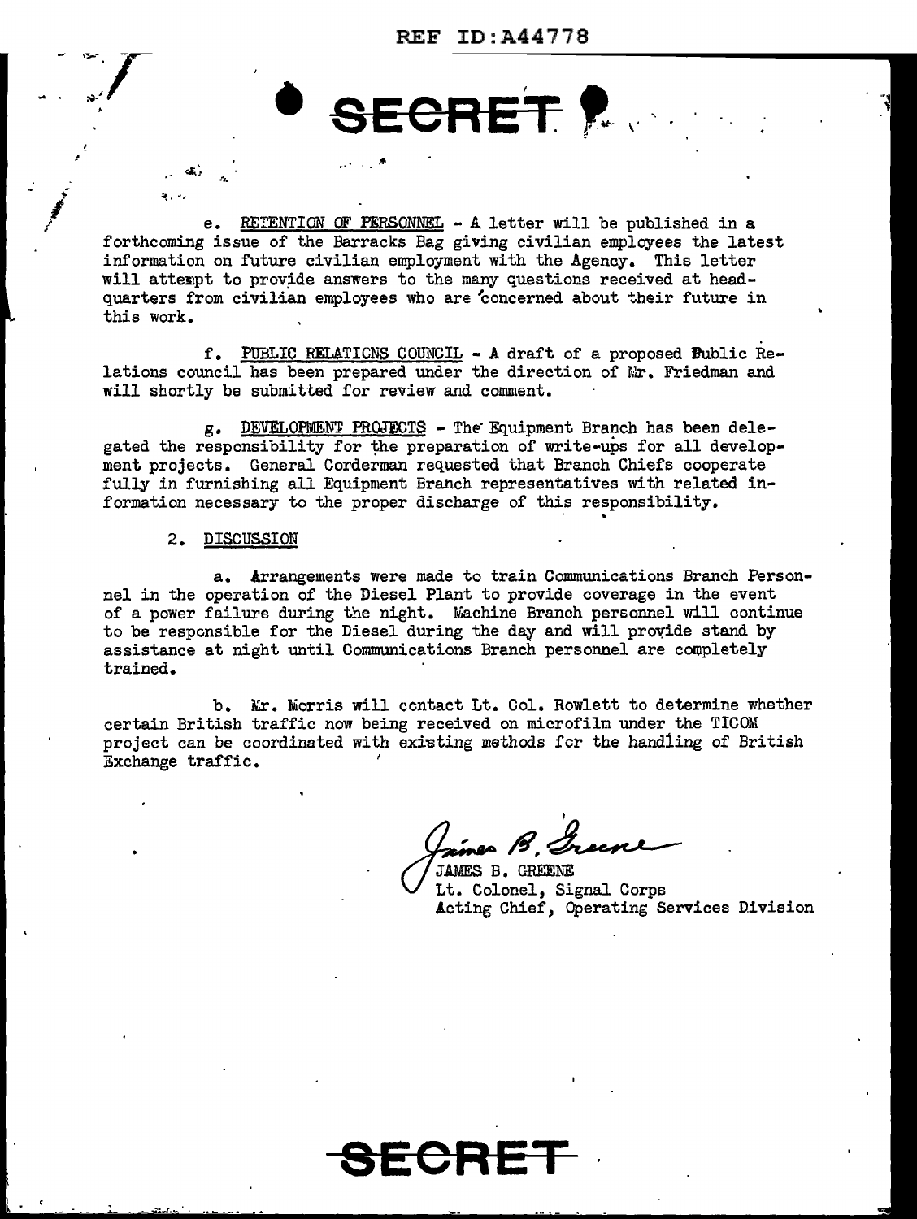SECRET

e. RETENTION OF PERSONNEL - A letter will be published in a forthcoming issue of the Barracks Bag giving civilian employees the latest information on future civilian employment with the Agency. This letter will attempt to provide answers to the many questions received at headquarters from civilian employees who are concerned about their future in this work.

f. PUBLIC RELATIONS COUNCIL - A draft of a proposed Public Relations council has been prepared under the direction of Mr. Friedman and will shortly be submitted for review and comment.

g. DEVELOPMENT PROJECTS - The Equipment Branch has been delegated the responsibility for the preparation of write-ups for all development projects. General Corderman requested that Branch Chiefs cooperate fully in furnishing all Equipment Branch representatives with related information necessary to the proper discharge of this responsibility.

2. DISCUSSION

a. Arrangements were made to train Communications Branch Personnel in the operation of the Diesel Plant to provide coverage in the event of a power failure during the night. Machine Branch personnel will continue to be responsible for the Diesel during the day and will provide stand by assistance at night until Communications Branch personnel are completely trained.

b. Mr. Morris will contact Lt. Col. Rowlett to determine whether certain British traffic now being received on microfilm under the TICOM project can be coordinated with existing methods for the handling of British Exchange traffic.

James B. Greene

JAMES B. GREENE
Lt. Colonel, Signal Corps
Acting Chief, Operating Services Division

SECRET